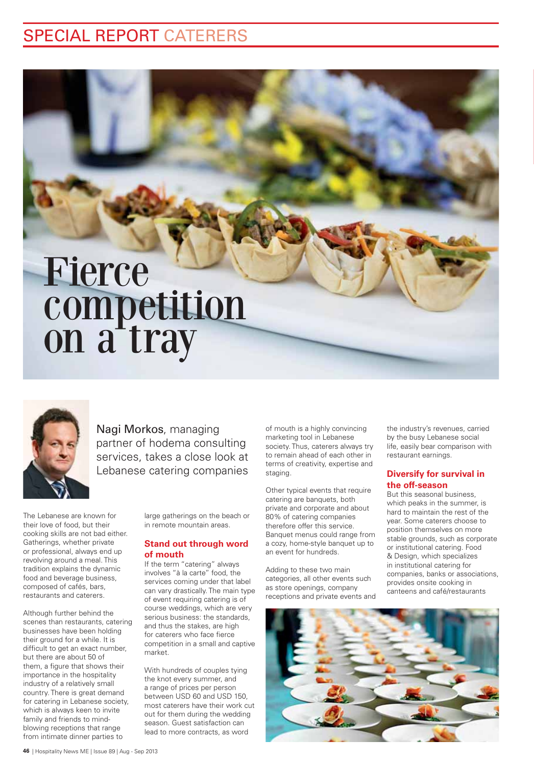# Fierce competition on a tray

Nagi Morkos, managing partner of hodema consulting services, takes a close look at Lebanese catering companies

The Lebanese are known for their love of food, but their cooking skills are not bad either. Gatherings, whether private or professional, always end up revolving around a meal. This tradition explains the dynamic food and beverage business, composed of cafés, bars, restaurants and caterers.

Although further behind the scenes than restaurants, catering businesses have been holding their ground for a while. It is difficult to get an exact number, but there are about 50 of them, a figure that shows their importance in the hospitality industry of a relatively small country. There is great demand for catering in Lebanese society, which is always keen to invite family and friends to mind-blowing receptions that range from intimate dinner parties to large gatherings on the beach or in remote mountain areas.

## Stand out through word of mouth

If the term "catering" always involves "à la carte" food, the services coming under that label can vary drastically. The main type of event requiring catering is of course weddings, which are very serious business: the standards, and thus the stakes, are high for caterers who face fierce competition in a small and captive market.

With hundreds of couples tying the knot every summer, and a range of prices per person between USD 60 and USD 150, most caterers have their work cut out for them during the wedding season. Guest satisfaction can lead to more contracts, as word of mouth is a highly convincing marketing tool in Lebanese society. Thus, caterers always try to remain ahead of each other in terms of creativity, expertise and staging.

Other typical events that require catering are banquets, both private and corporate and about 80% of catering companies therefore offer this service. Banquet menus could range from a cozy, home-style banquet up to an event for hundreds.

Adding to these two main categories, all other events such as store openings, company receptions and private events and the industry's revenues, carried by the busy Lebanese social life, easily bear comparison with restaurant earnings.

## Diversify for survival in the off-season

But this seasonal business, which peaks in the summer, is hard to maintain the rest of the year. Some caterers choose to position themselves on more stable grounds, such as corporate or institutional catering. Food & Design, which specializes in institutional catering for companies, banks or associations, provides onsite cooking in canteens and café/restaurants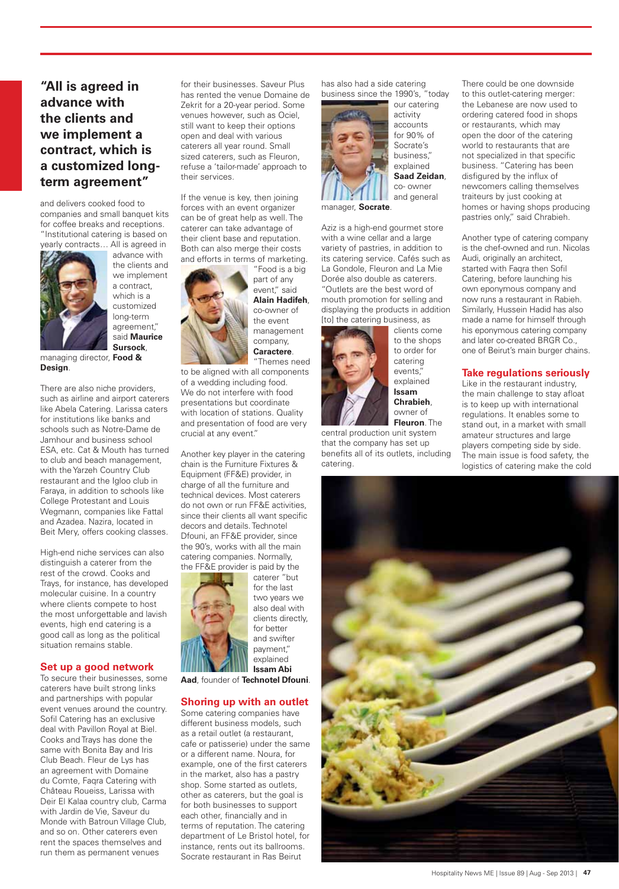## "All is agreed in advance with the clients and we implement a contract, which is a customized long-term agreement"

and delivers cooked food to companies and small banquet kits for coffee breaks and receptions. "Institutional catering is based on yearly contracts… All is agreed in advance with the clients and we implement a contract, which is a customized long-term agreement," said **Maurice Sursock**, managing director, **Food & Design**.

There are also niche providers, such as airline and airport caterers like Abela Catering. Larissa caters for institutions like banks and schools such as Notre-Dame de Jamhour and business school ESA, etc. Cat & Mouth has turned to club and beach management, with the Yarzeh Country Club restaurant and the Igloo club in Faraya, in addition to schools like College Protestant and Louis Wegmann, companies like Fattal and Azadea. Nazira, located in Beit Mery, offers cooking classes.

High-end niche services can also distinguish a caterer from the rest of the crowd. Cooks and Trays, for instance, has developed molecular cuisine. In a country where clients compete to host the most unforgettable and lavish events, high end catering is a good call as long as the political situation remains stable.

### Set up a good network

To secure their businesses, some caterers have built strong links and partnerships with popular event venues around the country. Sofil Catering has an exclusive deal with Pavillon Royal at Biel. Cooks and Trays has done the same with Bonita Bay and Iris Club Beach. Fleur de Lys has an agreement with Domaine du Comte, Faqra Catering with ChâteauRoueiss, Larissa with Deir El Kalaa country club, Carma with Jardin de Vie, Saveur du Monde with Batroun Village Club, and so on. Other caterers even rent the spaces themselves and run them as permanent venues for their businesses. Saveur Plus has rented the venue Domaine de Zekrit for a 20-year period. Some venues however, such as Ociel, still want to keep their options open and deal with various caterers all year round. Small sized caterers, such as Fleuron, refuse a 'tailor-made' approach to their services.

If the venue is key, then joining forces with an event organizer can be of great help as well. The caterer can take advantage of their client base and reputation. Both can also merge their costs and efforts in terms of marketing. "Food is a big part of any event," said **Alain Hadifeh**, co-owner of the event management company, **Caractere**. "Themes need to be aligned with all components of a wedding including food. We do not interfere with food presentations but coordinate with location of stations. Quality and presentation of food are very crucial at any event."

Another key player in the catering chain is the Furniture Fixtures & Equipment (FF&E) provider, in charge of all the furniture and technical devices. Most caterers do not own or run FF&E activities, since their clients all want specific decors and details. Technotel Dfouni, an FF&E provider, since the 90's, works with all the main catering companies. Normally, the FF&E provider is paid by the caterer "but for the last two years we also deal with clients directly, for better and swifter payment," explained **Issam Abi Aad**, founder of **Technotel Dfouni**.

### Shoring up with an outlet

Some catering companies have different business models, such as a retail outlet (a restaurant, cafe or patisserie) under the same or a different name. Noura, for example, one of the first caterers in the market, also has a pastry shop. Some started as outlets, other as caterers, but the goal is for both businesses to support each other, financially and in terms of reputation. The catering department of Le Bristol hotel, for instance, rents out its ballrooms. Socrate restaurant in Ras Beirut has also had a side catering business since the 1990's, "today our catering activity accounts for 90% of Socrate's business," explained **Saad Zeidan**, co- owner and general manager, **Socrate**.

Aziz is a high-end gourmet store with a wine cellar and a large variety of pastries, in addition to its catering service. Cafés such as La Gondole, Fleuron and La Mie Dorée also double as caterers. "Outlets are the best word of mouth promotion for selling and displaying the products in addition [to] the catering business, as clients come to the shops to order for catering events," explained **Issam Chrabieh**, owner of **Fleuron**. The central production unit system that the company has set up benefits all of its outlets, including catering.

There could be one downside to this outlet-catering merger: the Lebanese are now used to ordering catered food in shops or restaurants, which may open the door of the catering world to restaurants that are not specialized in that specific business. "Catering has been disfigured by the influx of newcomers calling themselves traiteurs by just cooking at homes or having shops producing pastries only," said Chrabieh.

Another type of catering company is the chef-owned and run. Nicolas Audi, originally an architect, started with Faqra then Sofil Catering, before launching his own eponymous company and now runs a restaurant in Rabieh. Similarly, Hussein Hadid has also made a name for himself through his eponymous catering company and later co-created BRGR Co., one of Beirut's main burger chains.

### Take regulations seriously

Like in the restaurant industry, the main challenge to stay afloat is to keep up with international regulations. It enables some to stand out, in a market with small amateur structures and large players competing side by side. The main issue is food safety, the logistics of catering make the cold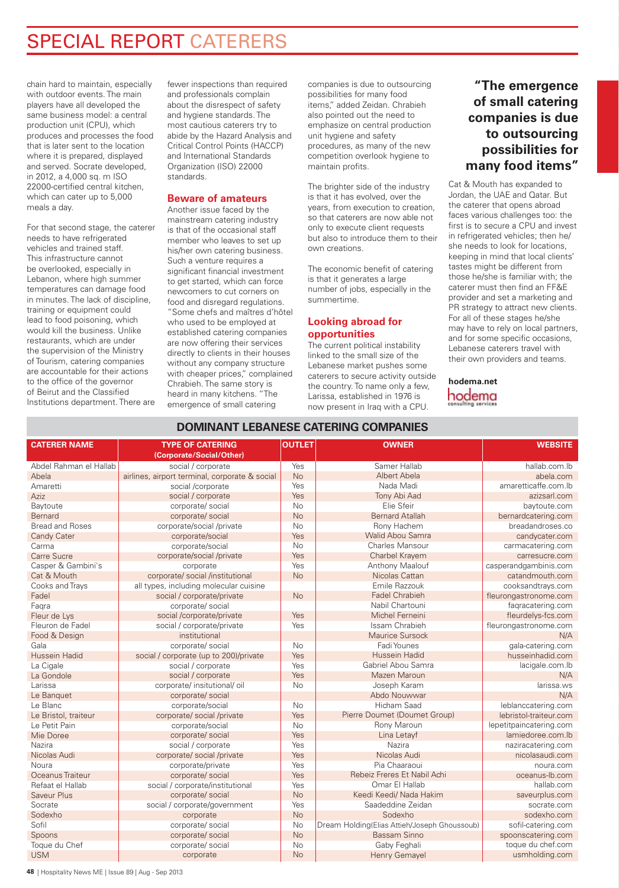# SPECIAL REPORT CATERERS

chain hard to maintain, especially with outdoor events. The main players have all developed the same business model: a central production unit (CPU), which produces and processes the food that is later sent to the location where it is prepared, displayed and served. Socrate developed, in 2012, a 4,000 sq. m ISO 22000-certified central kitchen, which can cater up to 5,000 meals a day.

For that second stage, the caterer needs to have refrigerated vehicles and trained staff. This infrastructure cannot be overlooked, especially in Lebanon, where high summer temperatures can damage food in minutes. The lack of discipline, training or equipment could lead to food poisoning, which would kill the business. Unlike restaurants, which are under the supervision of the Ministry of Tourism, catering companies are accountable for their actions to the office of the governor of Beirut and the Classified Institutions department. There are fewer inspections than required and professionals complain about the disrespect of safety and hygiene standards. The most cautious caterers try to abide by the Hazard Analysis and Critical Control Points (HACCP) and International Standards Organization (ISO) 22000 standards.

## Beware of amateurs

Another issue faced by the mainstream catering industry is that of the occasional staff member who leaves to set up his/her own catering business. Such a venture requires a significant financial investment to get started, which can force newcomers to cut corners on food and disregard regulations. "Some chefs and maîtres d'hôtel who used to be employed at established catering companies are now offering their services directly to clients in their houses without any company structure with cheaper prices," complained Chrabieh. The same story is heard in many kitchens. "The emergence of small catering companies is due to outsourcing possibilities for many food items," added Zeidan. Chrabieh also pointed out the need to emphasize on central production unit hygiene and safety procedures, as many of the new competition overlook hygiene to maintain profits.

The brighter side of the industry is that it has evolved, over the years, from execution to creation, so that caterers are now able not only to execute client requests but also to introduce them to their own creations.

The economic benefit of catering is that it generates a large number of jobs, especially in the summertime.

## Looking abroad for opportunities

The current political instability linked to the small size of the Lebanese market pushes some caterers to secure activity outside the country. To name only a few, Larissa, established in 1976 is now present in Iraq with a CPU.

> **"The emergence of small catering companies is due to outsourcing possibilities for many food items"**

Cat & Mouth has expanded to Jordan, the UAE and Qatar. But the caterer that opens abroad faces various challenges too: the first is to secure a CPU and invest in refrigerated vehicles; then he/she needs to look for locations, keeping in mind that local clients' tastes might be different from those he/she is familiar with; the caterer must then find an FF&E provider and set a marketing and PR strategy to attract new clients. For all of these stages he/she may have to rely on local partners, and for some specific occasions, Lebanese caterers travel with their own providers and teams.

**hodema.net**

hodema consulting services

## DOMINANT LEBANESE CATERING COMPANIES

| CATERER NAME | TYPE OF CATERING (Corporate/Social/Other) | OUTLET | OWNER | WEBSITE |
|---|---|---|---|---|
| Abdel Rahman el Hallab | social / corporate | Yes | Samer Hallab | hallab.com.lb |
| Abela | airlines, airport terminal, corporate & social | No | Albert Abela | abela.com |
| Amaretti | social /corporate | Yes | Nada Madi | amaretticaffe.com.lb |
| Aziz | social / corporate | Yes | Tony Abi Aad | azizsarl.com |
| Baytoute | corporate/ social | No | Elie Sfeir | baytoute.com |
| Bernard | corporate/ social | No | Bernard Atallah | bernardcatering.com |
| Bread and Roses | corporate/social /private | No | Rony Hachem | breadandroses.co |
| Candy Cater | corporate/social | Yes | Walid Abou Samra | candycater.com |
| Carma | corporate/social | No | Charles Mansour | carmacatering.com |
| Carre Sucre | corporate/social /private | Yes | Charbel Krayem | carresucre.com |
| Casper & Gambini's | corporate | Yes | Anthony Maalouf | casperandgambinis.com |
| Cat & Mouth | corporate/ social /institutional | No | Nicolas Cattan | catandmouth.com |
| Cooks and Trays | all types, including molecular cuisine | | Emile Razzouk | cooksandtrays.com |
| Fadel | social / corporate/private | No | Fadel Chrabieh | fleurongastronome.com |
| Faqra | corporate/ social | | Nabil Chartouni | faqracatering.com |
| Fleur de Lys | social /corporate/private | Yes | Michel Ferneini | fleurdelys-fcs.com |
| Fleuron de Fadel | social / corporate/private | Yes | Issam Chrabieh | fleurongastronome.com |
| Food & Design | institutional | | Maurice Sursock | N/A |
| Gala | corporate/ social | No | Fadi Younes | gala-catering.com |
| Hussein Hadid | social / corporate (up to 200)/private | Yes | Hussein Hadid | husseinhadid.com |
| La Cigale | social / corporate | Yes | Gabriel Abou Samra | lacigale.com.lb |
| La Gondole | social / corporate | Yes | Mazen Maroun | N/A |
| Larissa | corporate/ insitutional/ oil | No | Joseph Karam | larissa.ws |
| Le Banquet | corporate/ social | | Abdo Nouwwar | N/A |
| Le Blanc | corporate/social | No | Hicham Saad | leblanccatering.com |
| Le Bristol, traiteur | corporate/ social /private | Yes | Pierre Doumet (Doumet Group) | lebristol-traiteur.com |
| Le Petit Pain | corporate/social | No | Rony Maroun | lepetitpaincatering.com |
| Mie Doree | corporate/ social | Yes | Lina Letayf | lamiedoree.com.lb |
| Nazira | social / corporate | Yes | Nazira | naziracatering.com |
| Nicolas Audi | corporate/ social /private | Yes | Nicolas Audi | nicolasaudi.com |
| Noura | corporate/private | Yes | Pia Chaaraoui | noura.com |
| Oceanus Traiteur | corporate/ social | Yes | Rebeiz Freres Et Nabil Achi | oceanus-lb.com |
| Refaat el Hallab | social / corporate/institutional | Yes | Omar El Hallab | hallab.com |
| Saveur Plus | corporate/ social | No | Keedi Keedi/ Nada Hakim | saveurplus.com |
| Socrate | social / corporate/government | Yes | Saadeddine Zeidan | socrate.com |
| Sodexho | corporate | No | Sodexho | sodexho.com |
| Sofil | corporate/ social | No | Dream Holding(Elias Attieh/Joseph Ghoussoub) | sofil-catering.com |
| Spoons | corporate/ social | No | Bassam Sinno | spoonscatering.com |
| Toque du Chef | corporate/ social | No | Gaby Feghali | toque du chef.com |
| USM | corporate | No | Henry Gemayel | usmholding.com |